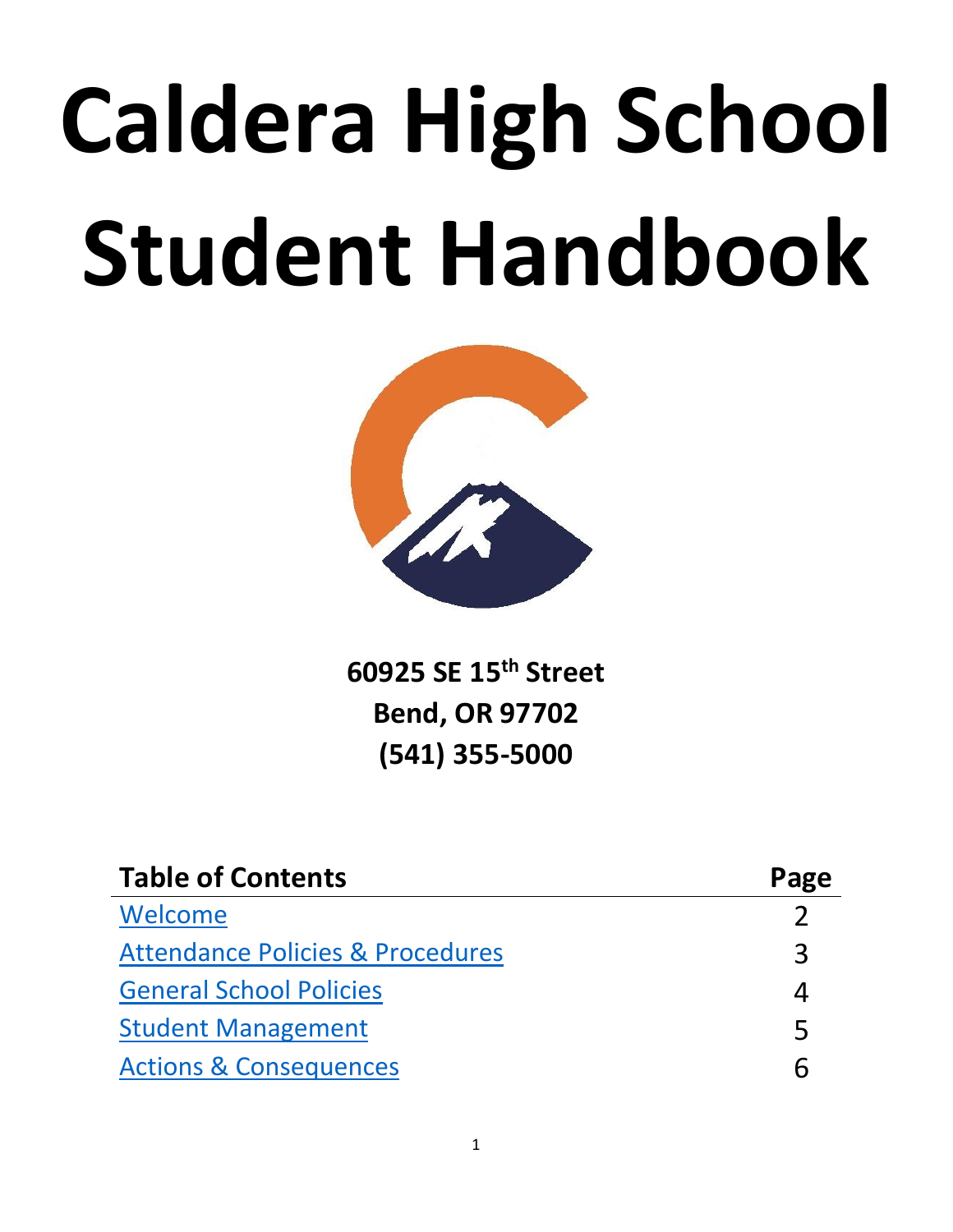# Caldera High School Student Handbook

**60925 SE 15th Street**
**Bend, OR 97702**
**(541) 355-5000**

| Table of Contents | Page |
|---|---|
| Welcome | 2 |
| Attendance Policies & Procedures | 3 |
| General School Policies | 4 |
| Student Management | 5 |
| Actions & Consequences | 6 |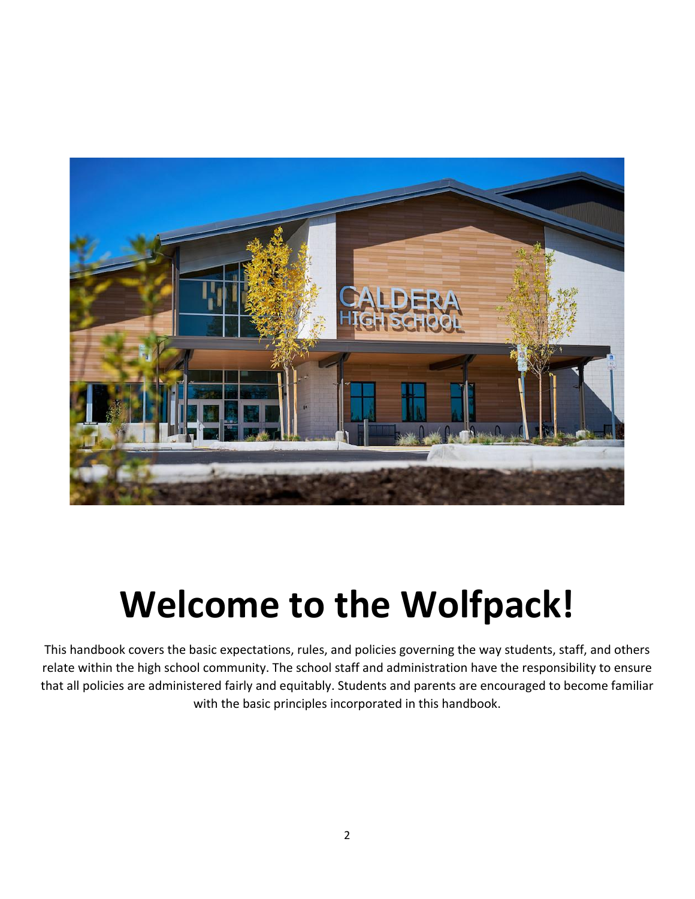# Welcome to the Wolfpack!

This handbook covers the basic expectations, rules, and policies governing the way students, staff, and others relate within the high school community. The school staff and administration have the responsibility to ensure that all policies are administered fairly and equitably. Students and parents are encouraged to become familiar with the basic principles incorporated in this handbook.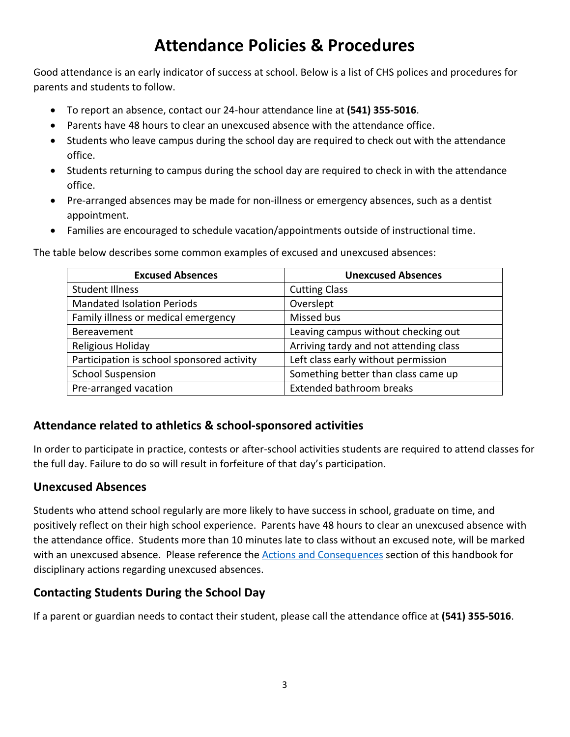# Attendance Policies & Procedures

Good attendance is an early indicator of success at school. Below is a list of CHS polices and procedures for parents and students to follow.

- To report an absence, contact our 24-hour attendance line at **(541) 355-5016**.
- Parents have 48 hours to clear an unexcused absence with the attendance office.
- Students who leave campus during the school day are required to check out with the attendance office.
- Students returning to campus during the school day are required to check in with the attendance office.
- Pre-arranged absences may be made for non-illness or emergency absences, such as a dentist appointment.
- Families are encouraged to schedule vacation/appointments outside of instructional time.

The table below describes some common examples of excused and unexcused absences:

| Excused Absences | Unexcused Absences |
|---|---|
| Student Illness | Cutting Class |
| Mandated Isolation Periods | Overslept |
| Family illness or medical emergency | Missed bus |
| Bereavement | Leaving campus without checking out |
| Religious Holiday | Arriving tardy and not attending class |
| Participation is school sponsored activity | Left class early without permission |
| School Suspension | Something better than class came up |
| Pre-arranged vacation | Extended bathroom breaks |

## Attendance related to athletics & school-sponsored activities

In order to participate in practice, contests or after-school activities students are required to attend classes for the full day. Failure to do so will result in forfeiture of that day's participation.

## Unexcused Absences

Students who attend school regularly are more likely to have success in school, graduate on time, and positively reflect on their high school experience. Parents have 48 hours to clear an unexcused absence with the attendance office. Students more than 10 minutes late to class without an excused note, will be marked with an unexcused absence. Please reference the Actions and Consequences section of this handbook for disciplinary actions regarding unexcused absences.

## Contacting Students During the School Day

If a parent or guardian needs to contact their student, please call the attendance office at **(541) 355-5016**.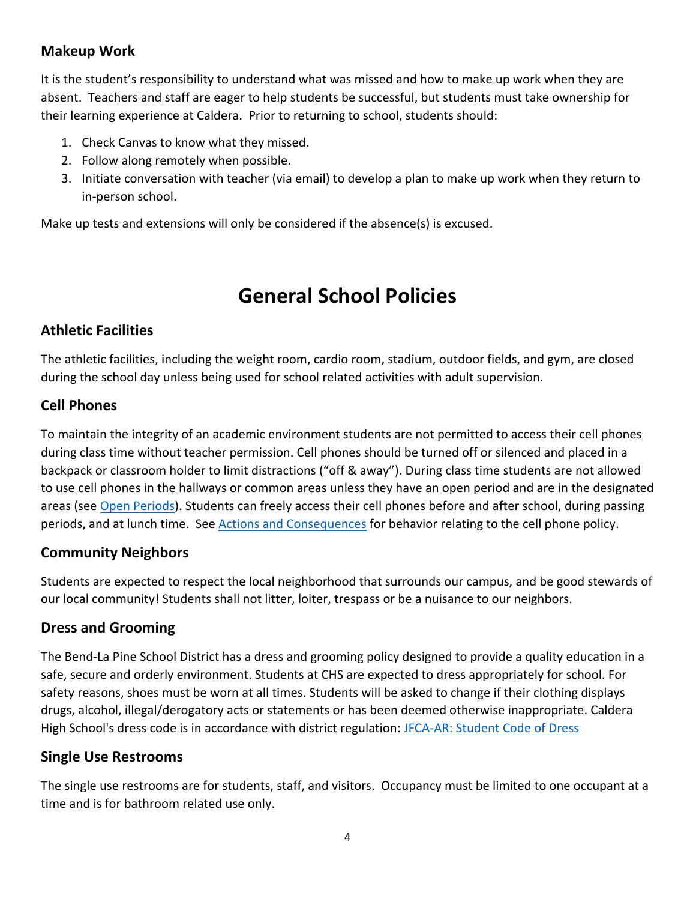### Makeup Work

It is the student's responsibility to understand what was missed and how to make up work when they are absent. Teachers and staff are eager to help students be successful, but students must take ownership for their learning experience at Caldera. Prior to returning to school, students should:

1. Check Canvas to know what they missed.
2. Follow along remotely when possible.
3. Initiate conversation with teacher (via email) to develop a plan to make up work when they return to in-person school.

Make up tests and extensions will only be considered if the absence(s) is excused.

# General School Policies

### Athletic Facilities

The athletic facilities, including the weight room, cardio room, stadium, outdoor fields, and gym, are closed during the school day unless being used for school related activities with adult supervision.

### Cell Phones

To maintain the integrity of an academic environment students are not permitted to access their cell phones during class time without teacher permission. Cell phones should be turned off or silenced and placed in a backpack or classroom holder to limit distractions ("off & away"). During class time students are not allowed to use cell phones in the hallways or common areas unless they have an open period and are in the designated areas (see Open Periods). Students can freely access their cell phones before and after school, during passing periods, and at lunch time. See Actions and Consequences for behavior relating to the cell phone policy.

### Community Neighbors

Students are expected to respect the local neighborhood that surrounds our campus, and be good stewards of our local community! Students shall not litter, loiter, trespass or be a nuisance to our neighbors.

### Dress and Grooming

The Bend-La Pine School District has a dress and grooming policy designed to provide a quality education in a safe, secure and orderly environment. Students at CHS are expected to dress appropriately for school. For safety reasons, shoes must be worn at all times. Students will be asked to change if their clothing displays drugs, alcohol, illegal/derogatory acts or statements or has been deemed otherwise inappropriate. Caldera High School's dress code is in accordance with district regulation: JFCA-AR: Student Code of Dress

### Single Use Restrooms

The single use restrooms are for students, staff, and visitors. Occupancy must be limited to one occupant at a time and is for bathroom related use only.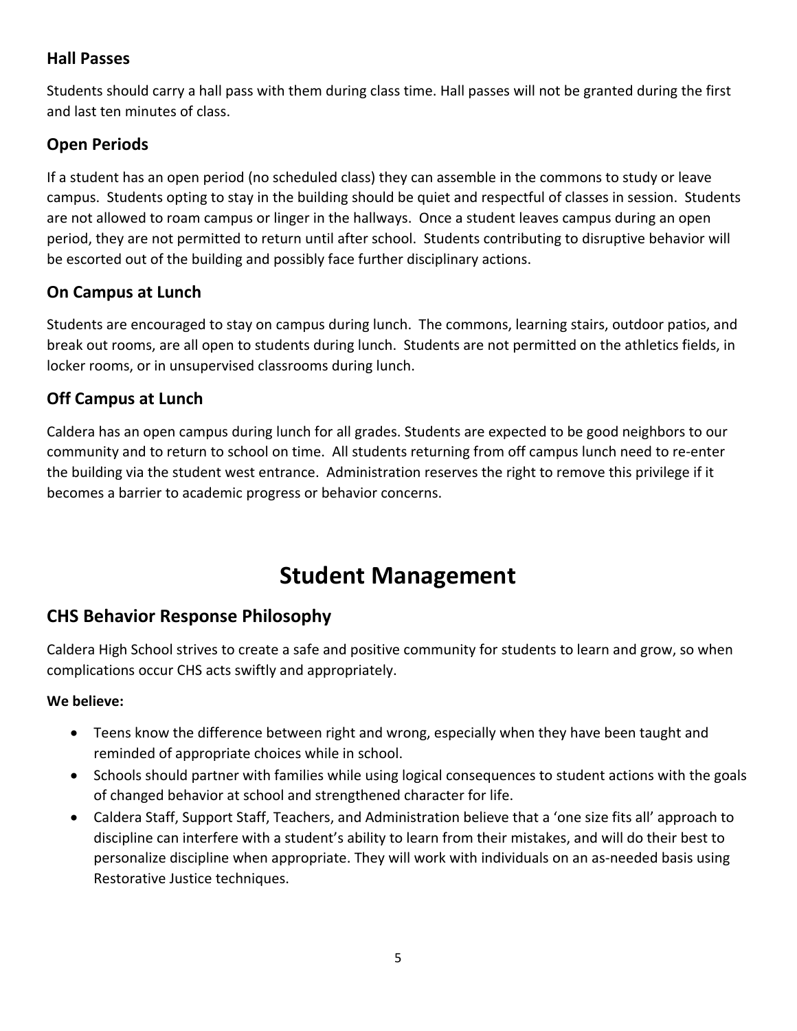### Hall Passes

Students should carry a hall pass with them during class time. Hall passes will not be granted during the first and last ten minutes of class.

### Open Periods

If a student has an open period (no scheduled class) they can assemble in the commons to study or leave campus. Students opting to stay in the building should be quiet and respectful of classes in session. Students are not allowed to roam campus or linger in the hallways. Once a student leaves campus during an open period, they are not permitted to return until after school. Students contributing to disruptive behavior will be escorted out of the building and possibly face further disciplinary actions.

### On Campus at Lunch

Students are encouraged to stay on campus during lunch. The commons, learning stairs, outdoor patios, and break out rooms, are all open to students during lunch. Students are not permitted on the athletics fields, in locker rooms, or in unsupervised classrooms during lunch.

### Off Campus at Lunch

Caldera has an open campus during lunch for all grades. Students are expected to be good neighbors to our community and to return to school on time. All students returning from off campus lunch need to re-enter the building via the student west entrance. Administration reserves the right to remove this privilege if it becomes a barrier to academic progress or behavior concerns.

# Student Management

## CHS Behavior Response Philosophy

Caldera High School strives to create a safe and positive community for students to learn and grow, so when complications occur CHS acts swiftly and appropriately.

**We believe:**

- Teens know the difference between right and wrong, especially when they have been taught and reminded of appropriate choices while in school.
- Schools should partner with families while using logical consequences to student actions with the goals of changed behavior at school and strengthened character for life.
- Caldera Staff, Support Staff, Teachers, and Administration believe that a 'one size fits all' approach to discipline can interfere with a student's ability to learn from their mistakes, and will do their best to personalize discipline when appropriate. They will work with individuals on an as-needed basis using Restorative Justice techniques.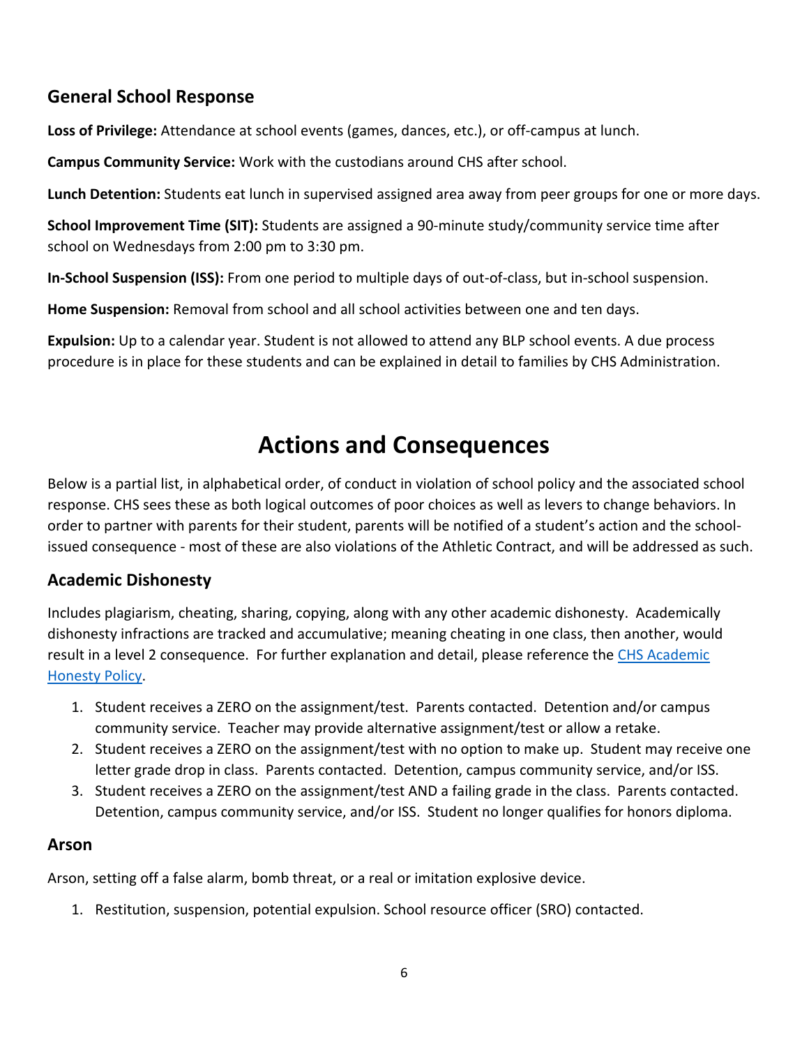## General School Response

**Loss of Privilege:** Attendance at school events (games, dances, etc.), or off-campus at lunch.

**Campus Community Service:** Work with the custodians around CHS after school.

**Lunch Detention:** Students eat lunch in supervised assigned area away from peer groups for one or more days.

**School Improvement Time (SIT):** Students are assigned a 90-minute study/community service time after school on Wednesdays from 2:00 pm to 3:30 pm.

**In-School Suspension (ISS):** From one period to multiple days of out-of-class, but in-school suspension.

**Home Suspension:** Removal from school and all school activities between one and ten days.

**Expulsion:** Up to a calendar year. Student is not allowed to attend any BLP school events. A due process procedure is in place for these students and can be explained in detail to families by CHS Administration.

# Actions and Consequences

Below is a partial list, in alphabetical order, of conduct in violation of school policy and the associated school response. CHS sees these as both logical outcomes of poor choices as well as levers to change behaviors. In order to partner with parents for their student, parents will be notified of a student's action and the school-issued consequence - most of these are also violations of the Athletic Contract, and will be addressed as such.

## Academic Dishonesty

Includes plagiarism, cheating, sharing, copying, along with any other academic dishonesty. Academically dishonesty infractions are tracked and accumulative; meaning cheating in one class, then another, would result in a level 2 consequence. For further explanation and detail, please reference the CHS Academic Honesty Policy.

1. Student receives a ZERO on the assignment/test. Parents contacted. Detention and/or campus community service. Teacher may provide alternative assignment/test or allow a retake.
2. Student receives a ZERO on the assignment/test with no option to make up. Student may receive one letter grade drop in class. Parents contacted. Detention, campus community service, and/or ISS.
3. Student receives a ZERO on the assignment/test AND a failing grade in the class. Parents contacted. Detention, campus community service, and/or ISS. Student no longer qualifies for honors diploma.

## Arson

Arson, setting off a false alarm, bomb threat, or a real or imitation explosive device.

1. Restitution, suspension, potential expulsion. School resource officer (SRO) contacted.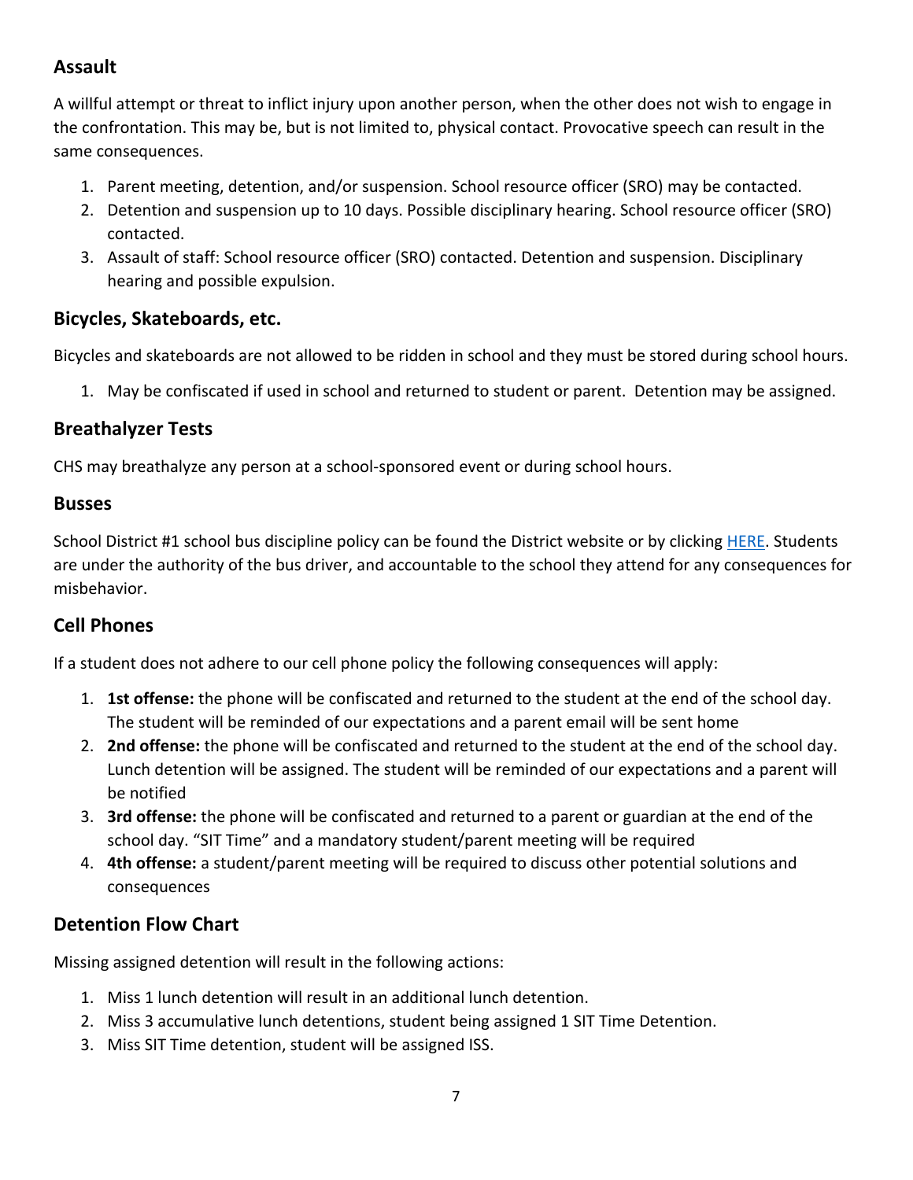## Assault

A willful attempt or threat to inflict injury upon another person, when the other does not wish to engage in the confrontation. This may be, but is not limited to, physical contact. Provocative speech can result in the same consequences.

1. Parent meeting, detention, and/or suspension. School resource officer (SRO) may be contacted.
2. Detention and suspension up to 10 days. Possible disciplinary hearing. School resource officer (SRO) contacted.
3. Assault of staff: School resource officer (SRO) contacted. Detention and suspension. Disciplinary hearing and possible expulsion.

## Bicycles, Skateboards, etc.

Bicycles and skateboards are not allowed to be ridden in school and they must be stored during school hours.

1. May be confiscated if used in school and returned to student or parent. Detention may be assigned.

## Breathalyzer Tests

CHS may breathalyze any person at a school-sponsored event or during school hours.

## Busses

School District #1 school bus discipline policy can be found the District website or by clicking HERE. Students are under the authority of the bus driver, and accountable to the school they attend for any consequences for misbehavior.

## Cell Phones

If a student does not adhere to our cell phone policy the following consequences will apply:

1. **1st offense:** the phone will be confiscated and returned to the student at the end of the school day. The student will be reminded of our expectations and a parent email will be sent home
2. **2nd offense:** the phone will be confiscated and returned to the student at the end of the school day. Lunch detention will be assigned. The student will be reminded of our expectations and a parent will be notified
3. **3rd offense:** the phone will be confiscated and returned to a parent or guardian at the end of the school day. "SIT Time" and a mandatory student/parent meeting will be required
4. **4th offense:** a student/parent meeting will be required to discuss other potential solutions and consequences

## Detention Flow Chart

Missing assigned detention will result in the following actions:

1. Miss 1 lunch detention will result in an additional lunch detention.
2. Miss 3 accumulative lunch detentions, student being assigned 1 SIT Time Detention.
3. Miss SIT Time detention, student will be assigned ISS.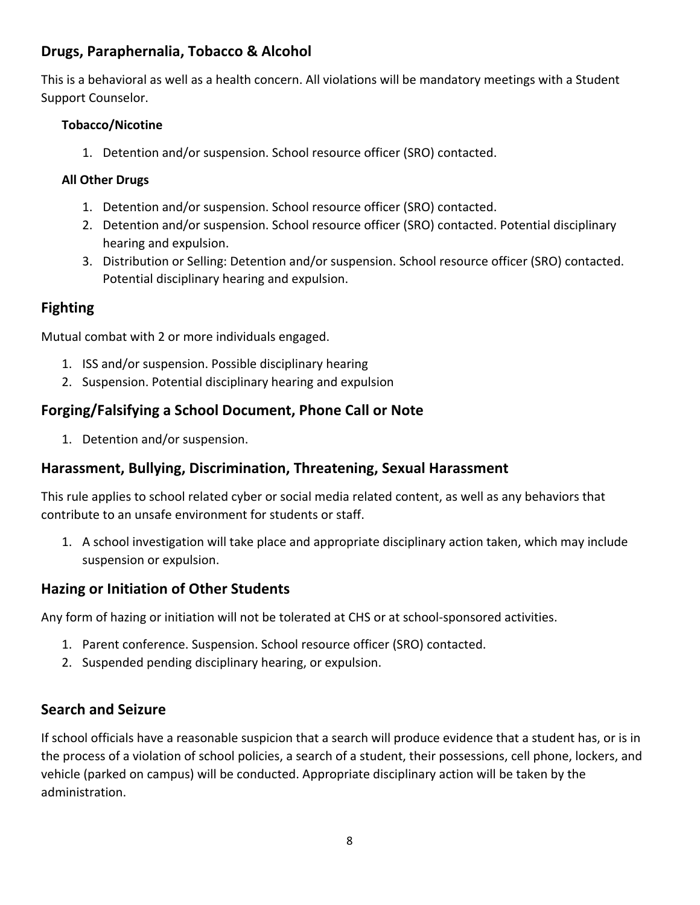## Drugs, Paraphernalia, Tobacco & Alcohol

This is a behavioral as well as a health concern. All violations will be mandatory meetings with a Student Support Counselor.

#### Tobacco/Nicotine

1. Detention and/or suspension. School resource officer (SRO) contacted.

#### All Other Drugs

1. Detention and/or suspension. School resource officer (SRO) contacted.
2. Detention and/or suspension. School resource officer (SRO) contacted. Potential disciplinary hearing and expulsion.
3. Distribution or Selling: Detention and/or suspension. School resource officer (SRO) contacted. Potential disciplinary hearing and expulsion.

## Fighting

Mutual combat with 2 or more individuals engaged.

1. ISS and/or suspension. Possible disciplinary hearing
2. Suspension. Potential disciplinary hearing and expulsion

## Forging/Falsifying a School Document, Phone Call or Note

1. Detention and/or suspension.

## Harassment, Bullying, Discrimination, Threatening, Sexual Harassment

This rule applies to school related cyber or social media related content, as well as any behaviors that contribute to an unsafe environment for students or staff.

1. A school investigation will take place and appropriate disciplinary action taken, which may include suspension or expulsion.

## Hazing or Initiation of Other Students

Any form of hazing or initiation will not be tolerated at CHS or at school-sponsored activities.

1. Parent conference. Suspension. School resource officer (SRO) contacted.
2. Suspended pending disciplinary hearing, or expulsion.

## Search and Seizure

If school officials have a reasonable suspicion that a search will produce evidence that a student has, or is in the process of a violation of school policies, a search of a student, their possessions, cell phone, lockers, and vehicle (parked on campus) will be conducted. Appropriate disciplinary action will be taken by the administration.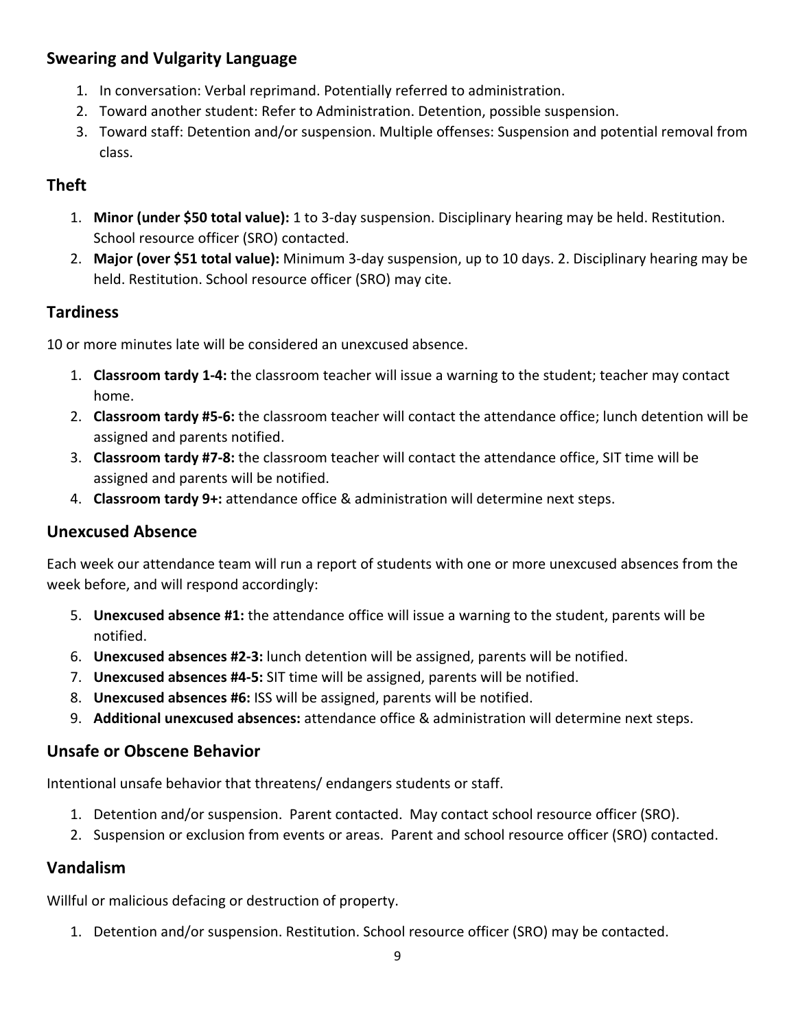## Swearing and Vulgarity Language

1. In conversation: Verbal reprimand. Potentially referred to administration.
2. Toward another student: Refer to Administration. Detention, possible suspension.
3. Toward staff: Detention and/or suspension. Multiple offenses: Suspension and potential removal from class.

## Theft

1. **Minor (under $50 total value):** 1 to 3-day suspension. Disciplinary hearing may be held. Restitution. School resource officer (SRO) contacted.
2. **Major (over $51 total value):** Minimum 3-day suspension, up to 10 days. 2. Disciplinary hearing may be held. Restitution. School resource officer (SRO) may cite.

## Tardiness

10 or more minutes late will be considered an unexcused absence.

1. **Classroom tardy 1-4:** the classroom teacher will issue a warning to the student; teacher may contact home.
2. **Classroom tardy #5-6:** the classroom teacher will contact the attendance office; lunch detention will be assigned and parents notified.
3. **Classroom tardy #7-8:** the classroom teacher will contact the attendance office, SIT time will be assigned and parents will be notified.
4. **Classroom tardy 9+:** attendance office & administration will determine next steps.

## Unexcused Absence

Each week our attendance team will run a report of students with one or more unexcused absences from the week before, and will respond accordingly:

5. **Unexcused absence #1:** the attendance office will issue a warning to the student, parents will be notified.
6. **Unexcused absences #2-3:** lunch detention will be assigned, parents will be notified.
7. **Unexcused absences #4-5:** SIT time will be assigned, parents will be notified.
8. **Unexcused absences #6:** ISS will be assigned, parents will be notified.
9. **Additional unexcused absences:** attendance office & administration will determine next steps.

## Unsafe or Obscene Behavior

Intentional unsafe behavior that threatens/ endangers students or staff.

1. Detention and/or suspension. Parent contacted. May contact school resource officer (SRO).
2. Suspension or exclusion from events or areas. Parent and school resource officer (SRO) contacted.

## Vandalism

Willful or malicious defacing or destruction of property.

1. Detention and/or suspension. Restitution. School resource officer (SRO) may be contacted.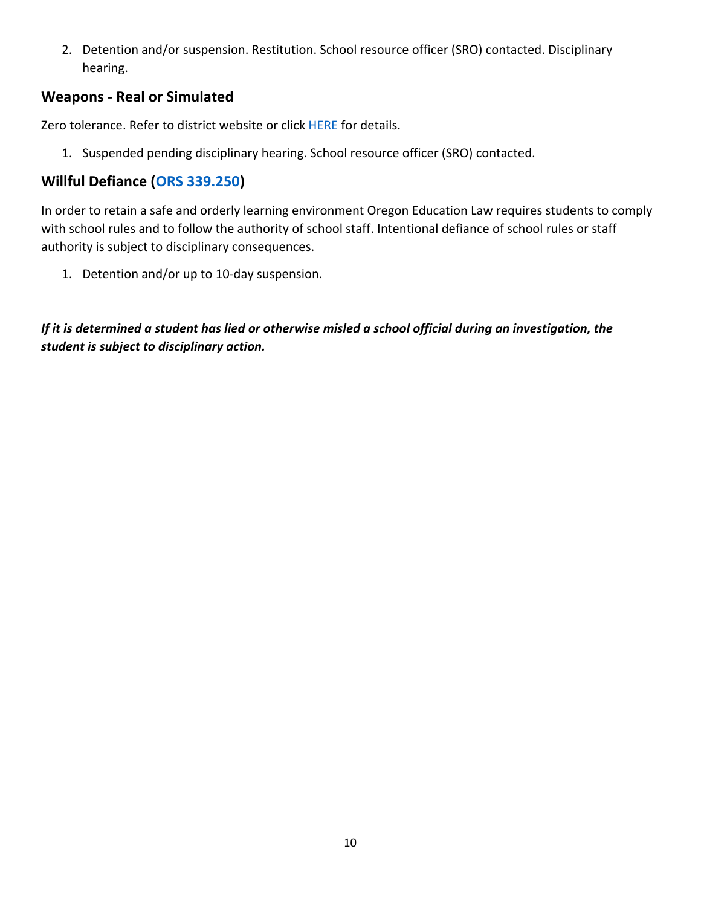2. Detention and/or suspension. Restitution. School resource officer (SRO) contacted. Disciplinary hearing.

### Weapons - Real or Simulated

Zero tolerance. Refer to district website or click HERE for details.

1. Suspended pending disciplinary hearing. School resource officer (SRO) contacted.

### Willful Defiance (ORS 339.250)

In order to retain a safe and orderly learning environment Oregon Education Law requires students to comply with school rules and to follow the authority of school staff. Intentional defiance of school rules or staff authority is subject to disciplinary consequences.

1. Detention and/or up to 10-day suspension.

***If it is determined a student has lied or otherwise misled a school official during an investigation, the student is subject to disciplinary action.***